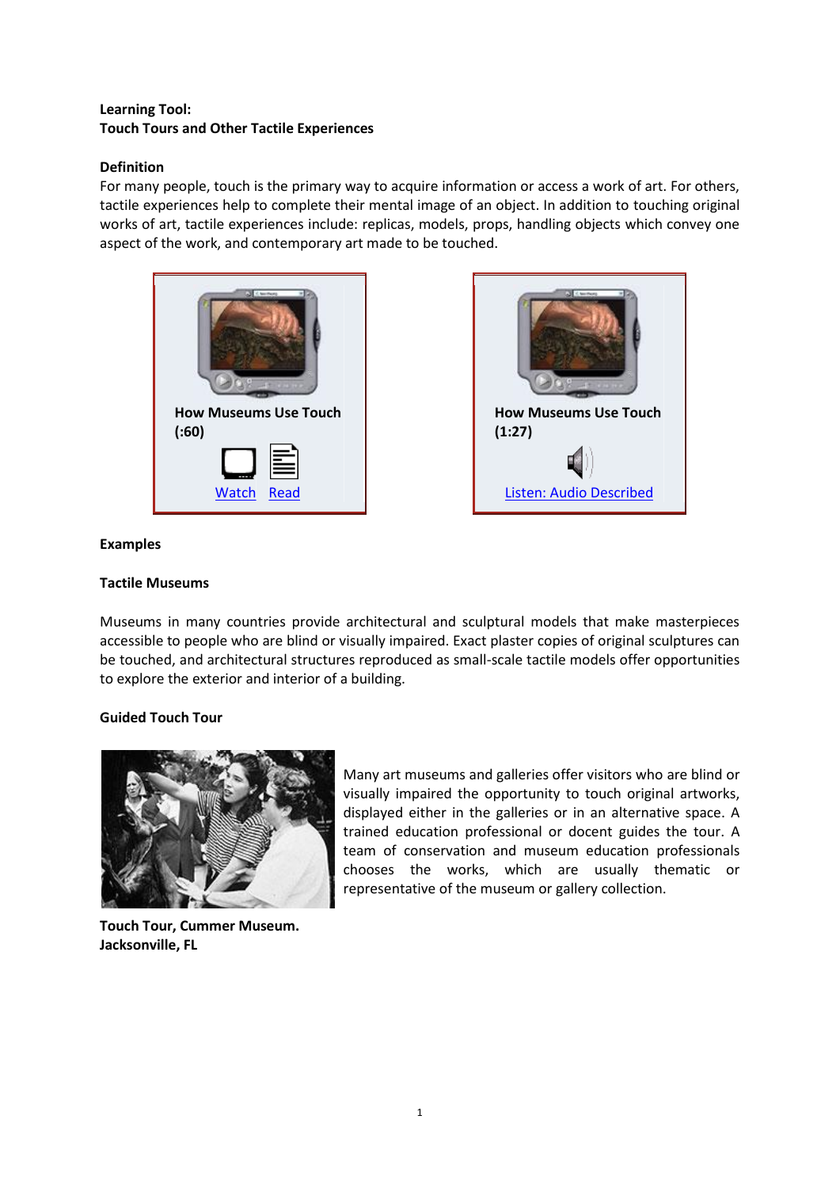**Learning Tool:**
**Touch Tours and Other Tactile Experiences**

**Definition**

For many people, touch is the primary way to acquire information or access a work of art. For others, tactile experiences help to complete their mental image of an object. In addition to touching original works of art, tactile experiences include: replicas, models, props, handling objects which convey one aspect of the work, and contemporary art made to be touched.

| How Museums Use Touch (:60) | How Museums Use Touch (1:27) |
| --- | --- |
| Watch Read | Listen: Audio Described |

**Examples**

**Tactile Museums**

Museums in many countries provide architectural and sculptural models that make masterpieces accessible to people who are blind or visually impaired. Exact plaster copies of original sculptures can be touched, and architectural structures reproduced as small-scale tactile models offer opportunities to explore the exterior and interior of a building.

**Guided Touch Tour**

Many art museums and galleries offer visitors who are blind or visually impaired the opportunity to touch original artworks, displayed either in the galleries or in an alternative space. A trained education professional or docent guides the tour. A team of conservation and museum education professionals chooses the works, which are usually thematic or representative of the museum or gallery collection.

**Touch Tour, Cummer Museum. Jacksonville, FL**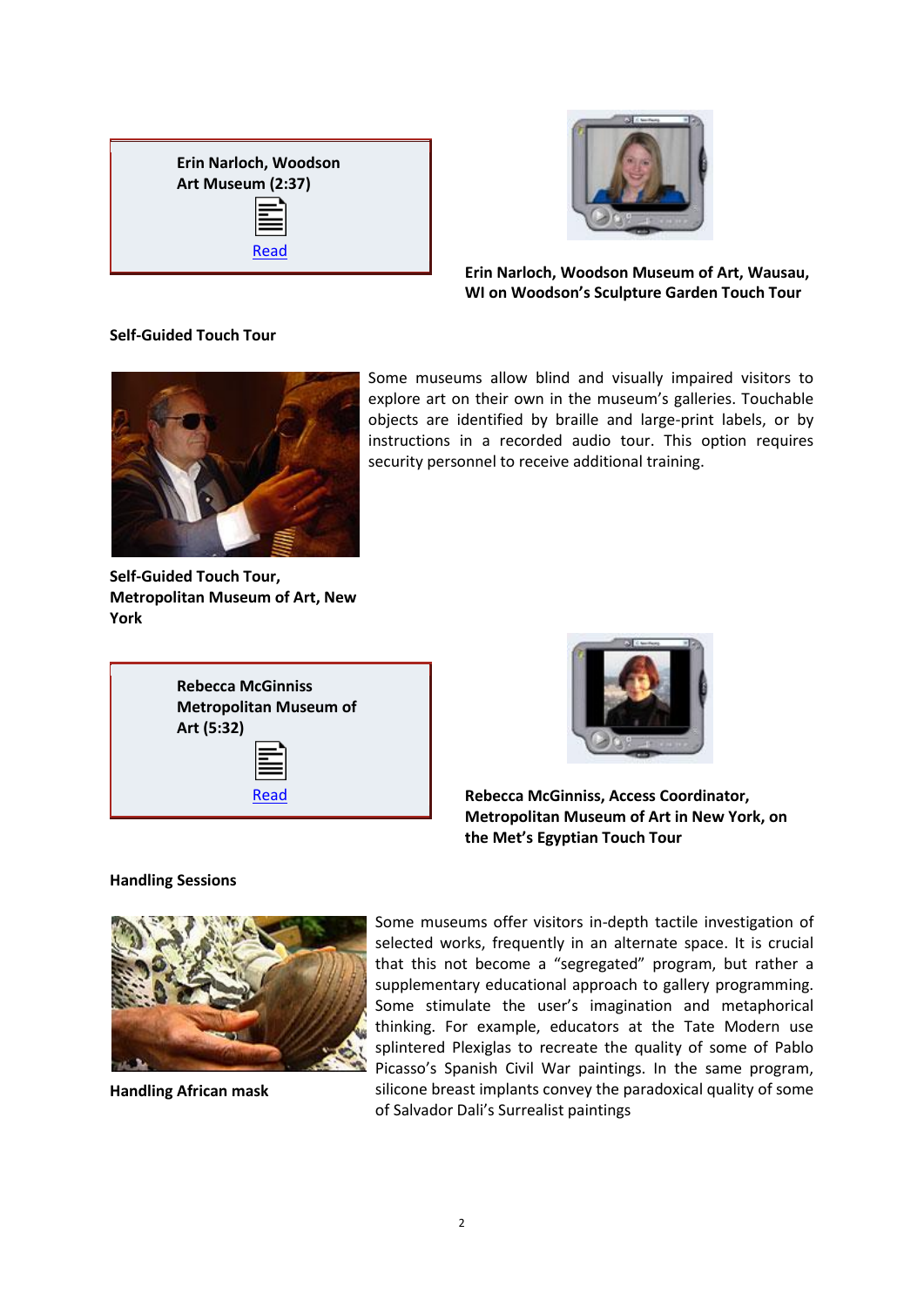**Erin Narloch, Woodson Art Museum (2:37)**

Read

**Erin Narloch, Woodson Museum of Art, Wausau, WI on Woodson's Sculpture Garden Touch Tour**

**Self-Guided Touch Tour**

Some museums allow blind and visually impaired visitors to explore art on their own in the museum's galleries. Touchable objects are identified by braille and large-print labels, or by instructions in a recorded audio tour. This option requires security personnel to receive additional training.

**Self-Guided Touch Tour, Metropolitan Museum of Art, New York**

**Rebecca McGinniss Metropolitan Museum of Art (5:32)**

Read

**Rebecca McGinniss, Access Coordinator, Metropolitan Museum of Art in New York, on the Met's Egyptian Touch Tour**

**Handling Sessions**

Some museums offer visitors in-depth tactile investigation of selected works, frequently in an alternate space. It is crucial that this not become a "segregated" program, but rather a supplementary educational approach to gallery programming. Some stimulate the user's imagination and metaphorical thinking. For example, educators at the Tate Modern use splintered Plexiglas to recreate the quality of some of Pablo Picasso's Spanish Civil War paintings. In the same program, silicone breast implants convey the paradoxical quality of some of Salvador Dali's Surrealist paintings

**Handling African mask**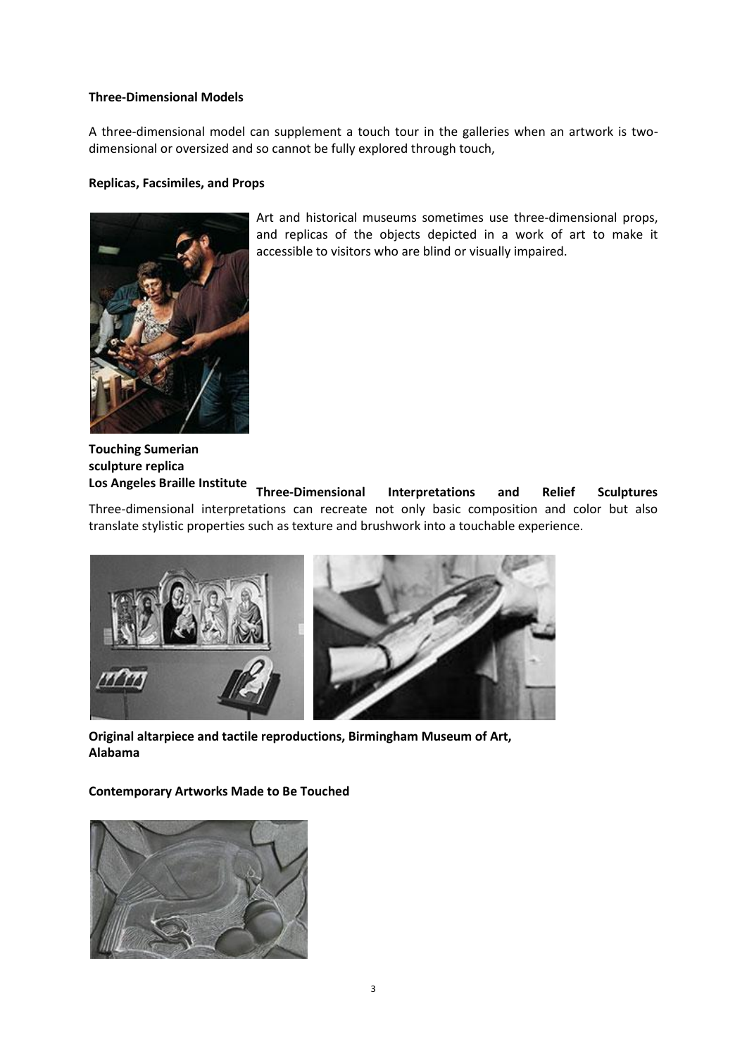**Three-Dimensional Models**

A three-dimensional model can supplement a touch tour in the galleries when an artwork is two-dimensional or oversized and so cannot be fully explored through touch,

**Replicas, Facsimiles, and Props**

Art and historical museums sometimes use three-dimensional props, and replicas of the objects depicted in a work of art to make it accessible to visitors who are blind or visually impaired.

**Touching Sumerian sculpture replica**
**Los Angeles Braille Institute**

**Three-Dimensional Interpretations and Relief Sculptures**

Three-dimensional interpretations can recreate not only basic composition and color but also translate stylistic properties such as texture and brushwork into a touchable experience.

**Original altarpiece and tactile reproductions, Birmingham Museum of Art, Alabama**

**Contemporary Artworks Made to Be Touched**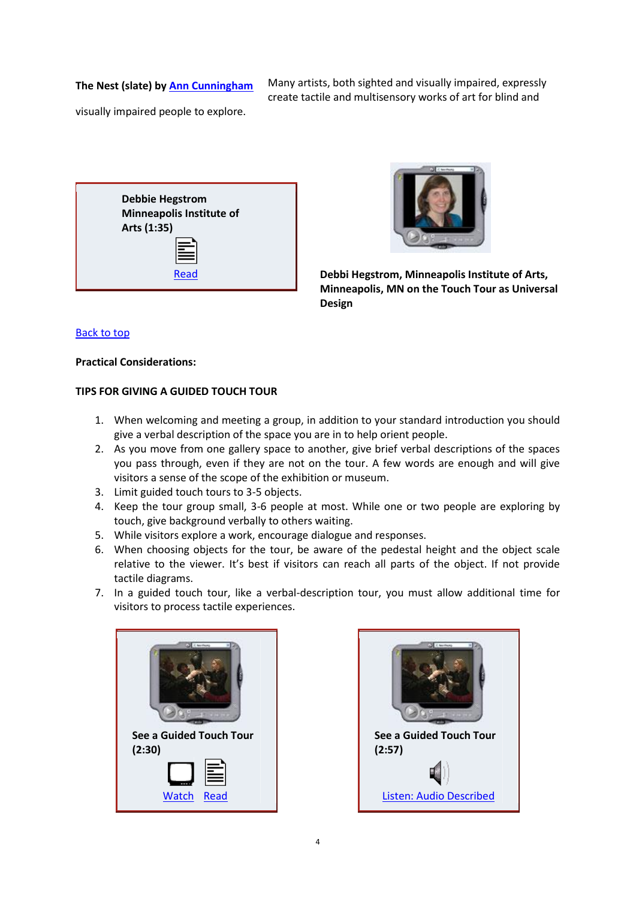**The Nest (slate) by Ann Cunningham** Many artists, both sighted and visually impaired, expressly create tactile and multisensory works of art for blind and visually impaired people to explore.

**Debbie Hegstrom Minneapolis Institute of Arts (1:35)**

Read

**Debbi Hegstrom, Minneapolis Institute of Arts, Minneapolis, MN on the Touch Tour as Universal Design**

Back to top

**Practical Considerations:**

**TIPS FOR GIVING A GUIDED TOUCH TOUR**

1. When welcoming and meeting a group, in addition to your standard introduction you should give a verbal description of the space you are in to help orient people.
2. As you move from one gallery space to another, give brief verbal descriptions of the spaces you pass through, even if they are not on the tour. A few words are enough and will give visitors a sense of the scope of the exhibition or museum.
3. Limit guided touch tours to 3-5 objects.
4. Keep the tour group small, 3-6 people at most. While one or two people are exploring by touch, give background verbally to others waiting.
5. While visitors explore a work, encourage dialogue and responses.
6. When choosing objects for the tour, be aware of the pedestal height and the object scale relative to the viewer. It's best if visitors can reach all parts of the object. If not provide tactile diagrams.
7. In a guided touch tour, like a verbal-description tour, you must allow additional time for visitors to process tactile experiences.

**See a Guided Touch Tour (2:30)**

Watch Read

**See a Guided Touch Tour (2:57)**

Listen: Audio Described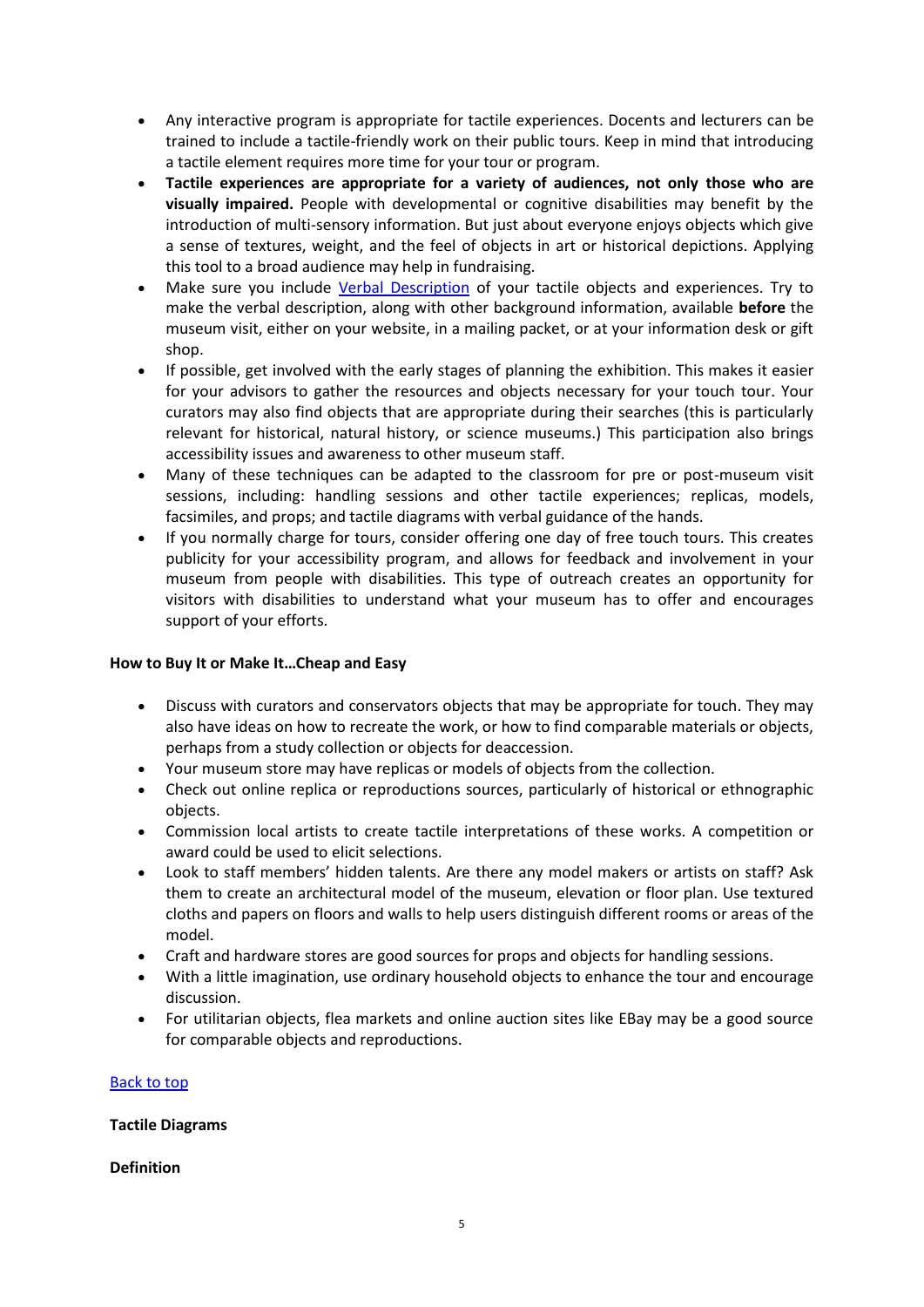- Any interactive program is appropriate for tactile experiences. Docents and lecturers can be trained to include a tactile-friendly work on their public tours. Keep in mind that introducing a tactile element requires more time for your tour or program.
- **Tactile experiences are appropriate for a variety of audiences, not only those who are visually impaired.** People with developmental or cognitive disabilities may benefit by the introduction of multi-sensory information. But just about everyone enjoys objects which give a sense of textures, weight, and the feel of objects in art or historical depictions. Applying this tool to a broad audience may help in fundraising.
- Make sure you include [Verbal Description]() of your tactile objects and experiences. Try to make the verbal description, along with other background information, available **before** the museum visit, either on your website, in a mailing packet, or at your information desk or gift shop.
- If possible, get involved with the early stages of planning the exhibition. This makes it easier for your advisors to gather the resources and objects necessary for your touch tour. Your curators may also find objects that are appropriate during their searches (this is particularly relevant for historical, natural history, or science museums.) This participation also brings accessibility issues and awareness to other museum staff.
- Many of these techniques can be adapted to the classroom for pre or post-museum visit sessions, including: handling sessions and other tactile experiences; replicas, models, facsimiles, and props; and tactile diagrams with verbal guidance of the hands.
- If you normally charge for tours, consider offering one day of free touch tours. This creates publicity for your accessibility program, and allows for feedback and involvement in your museum from people with disabilities. This type of outreach creates an opportunity for visitors with disabilities to understand what your museum has to offer and encourages support of your efforts.

**How to Buy It or Make It…Cheap and Easy**

- Discuss with curators and conservators objects that may be appropriate for touch. They may also have ideas on how to recreate the work, or how to find comparable materials or objects, perhaps from a study collection or objects for deaccession.
- Your museum store may have replicas or models of objects from the collection.
- Check out online replica or reproductions sources, particularly of historical or ethnographic objects.
- Commission local artists to create tactile interpretations of these works. A competition or award could be used to elicit selections.
- Look to staff members' hidden talents. Are there any model makers or artists on staff? Ask them to create an architectural model of the museum, elevation or floor plan. Use textured cloths and papers on floors and walls to help users distinguish different rooms or areas of the model.
- Craft and hardware stores are good sources for props and objects for handling sessions.
- With a little imagination, use ordinary household objects to enhance the tour and encourage discussion.
- For utilitarian objects, flea markets and online auction sites like EBay may be a good source for comparable objects and reproductions.

[Back to top]()

**Tactile Diagrams**

**Definition**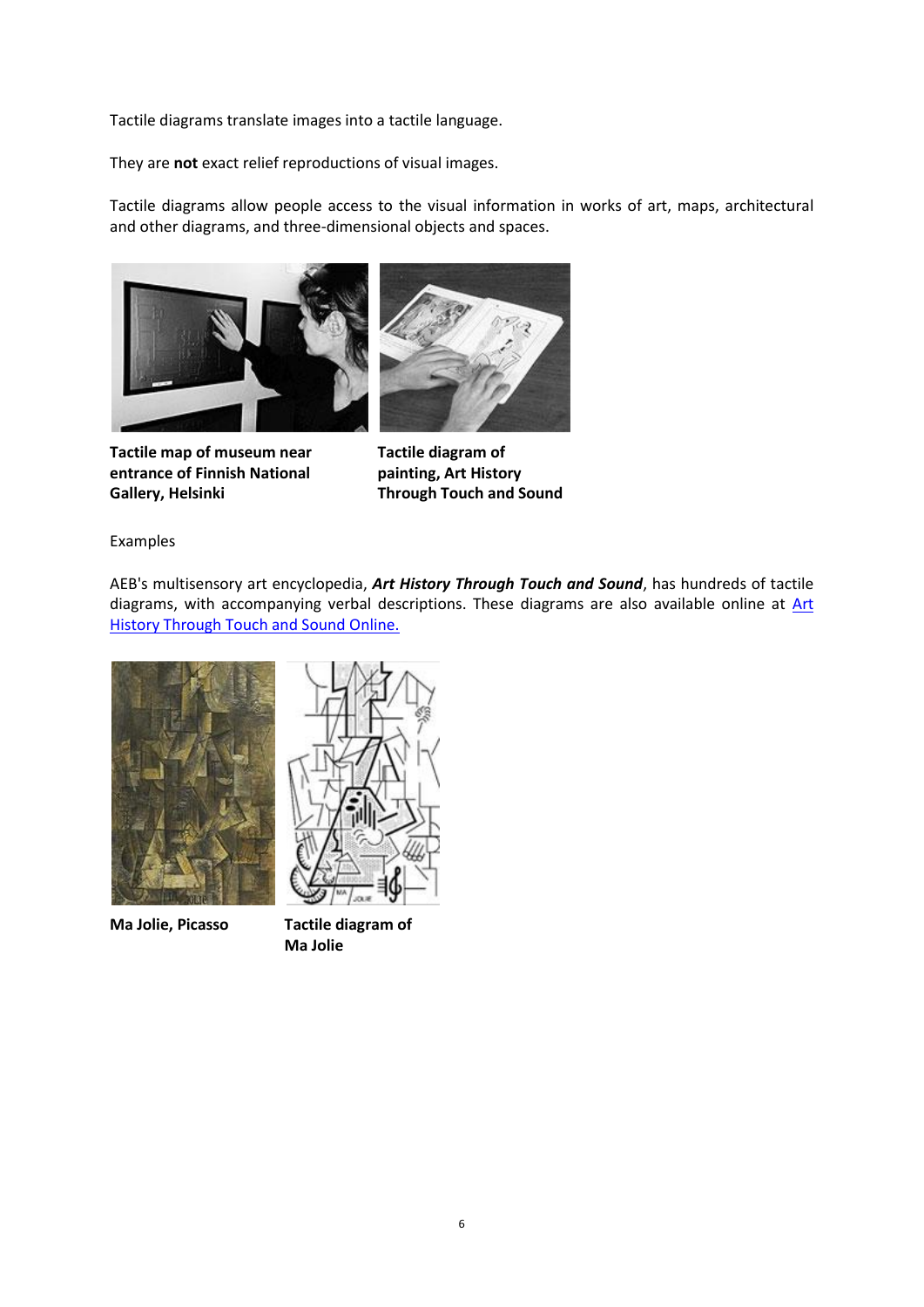Tactile diagrams translate images into a tactile language.

They are **not** exact relief reproductions of visual images.

Tactile diagrams allow people access to the visual information in works of art, maps, architectural and other diagrams, and three-dimensional objects and spaces.

**Tactile map of museum near entrance of Finnish National Gallery, Helsinki**

**Tactile diagram of painting, Art History Through Touch and Sound**

Examples

AEB's multisensory art encyclopedia, ***Art History Through Touch and Sound***, has hundreds of tactile diagrams, with accompanying verbal descriptions. These diagrams are also available online at [Art History Through Touch and Sound Online.]()

**Ma Jolie, Picasso**

**Tactile diagram of Ma Jolie**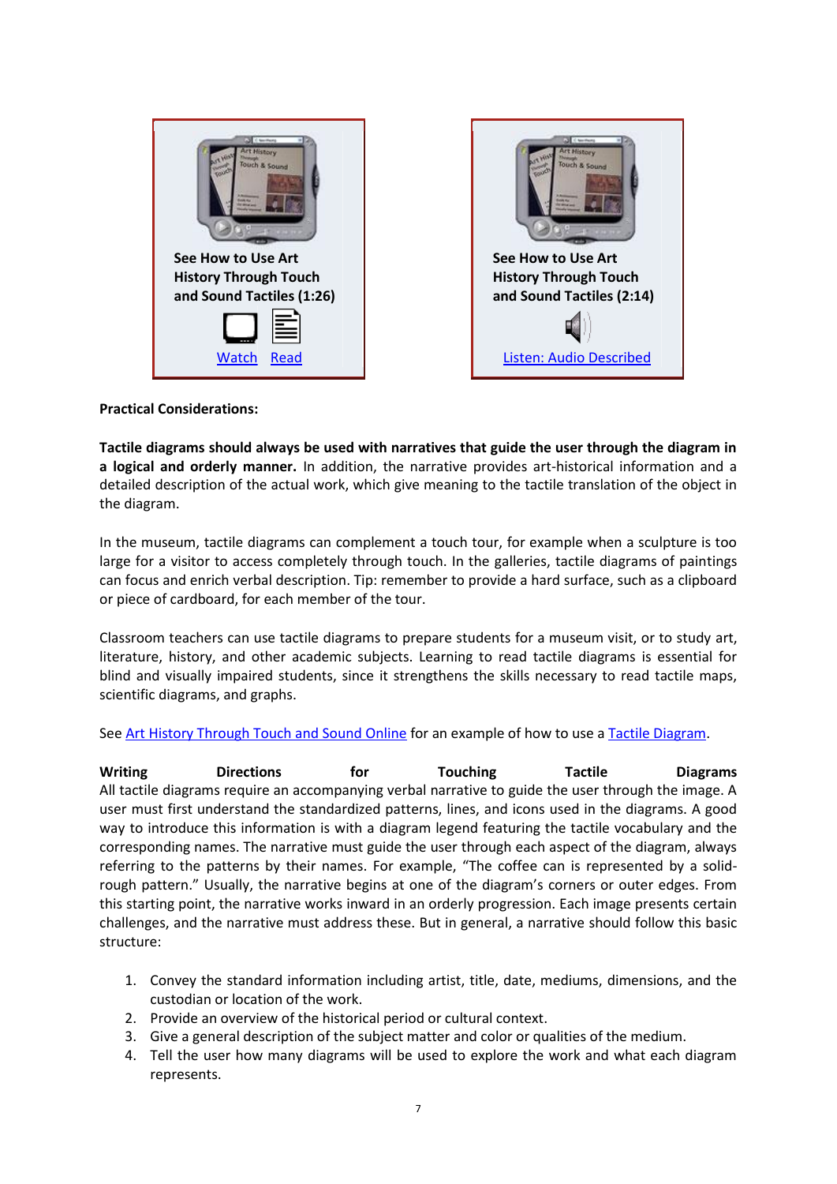See How to Use Art History Through Touch and Sound Tactiles (1:26)

Watch Read

See How to Use Art History Through Touch and Sound Tactiles (2:14)

Listen: Audio Described

**Practical Considerations:**

**Tactile diagrams should always be used with narratives that guide the user through the diagram in a logical and orderly manner.** In addition, the narrative provides art-historical information and a detailed description of the actual work, which give meaning to the tactile translation of the object in the diagram.

In the museum, tactile diagrams can complement a touch tour, for example when a sculpture is too large for a visitor to access completely through touch. In the galleries, tactile diagrams of paintings can focus and enrich verbal description. Tip: remember to provide a hard surface, such as a clipboard or piece of cardboard, for each member of the tour.

Classroom teachers can use tactile diagrams to prepare students for a museum visit, or to study art, literature, history, and other academic subjects. Learning to read tactile diagrams is essential for blind and visually impaired students, since it strengthens the skills necessary to read tactile maps, scientific diagrams, and graphs.

See Art History Through Touch and Sound Online for an example of how to use a Tactile Diagram.

**Writing Directions for Touching Tactile Diagrams**

All tactile diagrams require an accompanying verbal narrative to guide the user through the image. A user must first understand the standardized patterns, lines, and icons used in the diagrams. A good way to introduce this information is with a diagram legend featuring the tactile vocabulary and the corresponding names. The narrative must guide the user through each aspect of the diagram, always referring to the patterns by their names. For example, "The coffee can is represented by a solid-rough pattern." Usually, the narrative begins at one of the diagram's corners or outer edges. From this starting point, the narrative works inward in an orderly progression. Each image presents certain challenges, and the narrative must address these. But in general, a narrative should follow this basic structure:

1. Convey the standard information including artist, title, date, mediums, dimensions, and the custodian or location of the work.
2. Provide an overview of the historical period or cultural context.
3. Give a general description of the subject matter and color or qualities of the medium.
4. Tell the user how many diagrams will be used to explore the work and what each diagram represents.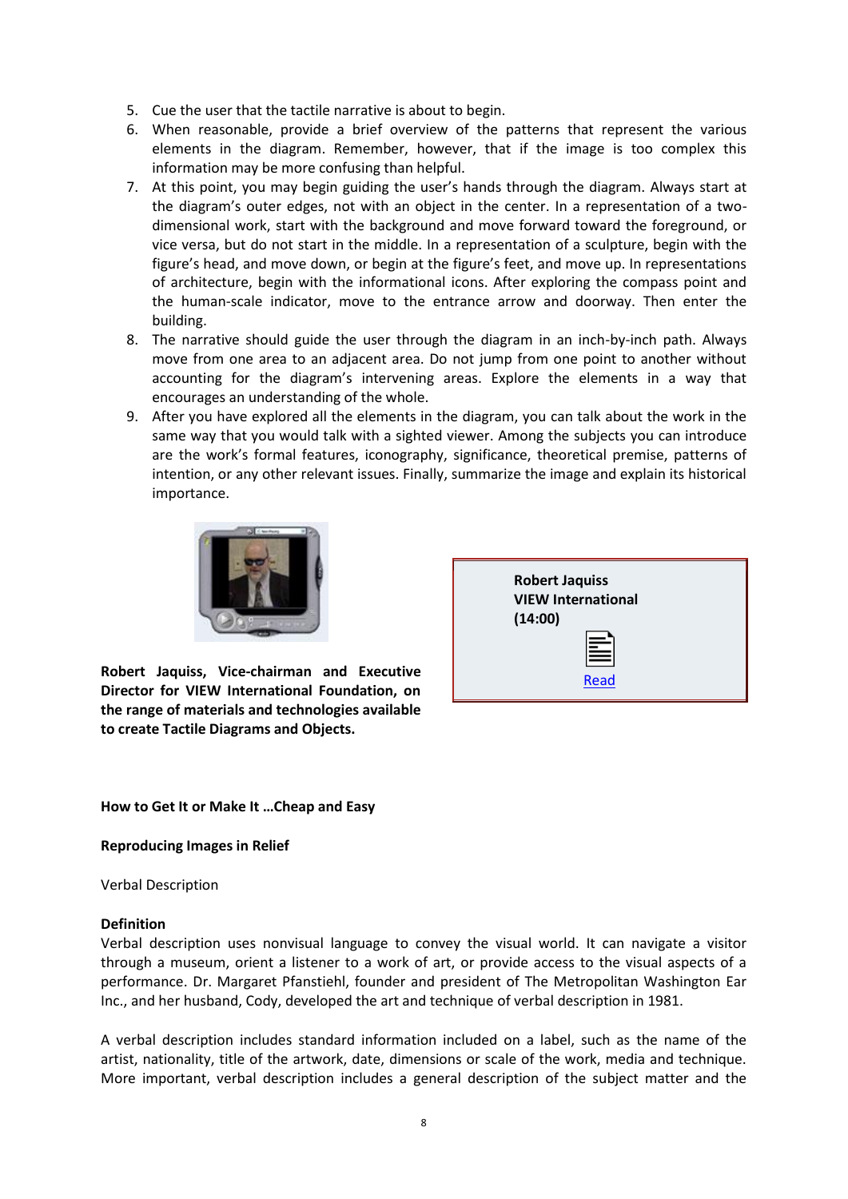5. Cue the user that the tactile narrative is about to begin.
6. When reasonable, provide a brief overview of the patterns that represent the various elements in the diagram. Remember, however, that if the image is too complex this information may be more confusing than helpful.
7. At this point, you may begin guiding the user's hands through the diagram. Always start at the diagram's outer edges, not with an object in the center. In a representation of a two-dimensional work, start with the background and move forward toward the foreground, or vice versa, but do not start in the middle. In a representation of a sculpture, begin with the figure's head, and move down, or begin at the figure's feet, and move up. In representations of architecture, begin with the informational icons. After exploring the compass point and the human-scale indicator, move to the entrance arrow and doorway. Then enter the building.
8. The narrative should guide the user through the diagram in an inch-by-inch path. Always move from one area to an adjacent area. Do not jump from one point to another without accounting for the diagram's intervening areas. Explore the elements in a way that encourages an understanding of the whole.
9. After you have explored all the elements in the diagram, you can talk about the work in the same way that you would talk with a sighted viewer. Among the subjects you can introduce are the work's formal features, iconography, significance, theoretical premise, patterns of intention, or any other relevant issues. Finally, summarize the image and explain its historical importance.

**Robert Jaquiss, Vice-chairman and Executive Director for VIEW International Foundation, on the range of materials and technologies available to create Tactile Diagrams and Objects.**

**Robert Jaquiss**
**VIEW International**
**(14:00)**

Read

**How to Get It or Make It …Cheap and Easy**

**Reproducing Images in Relief**

Verbal Description

**Definition**
Verbal description uses nonvisual language to convey the visual world. It can navigate a visitor through a museum, orient a listener to a work of art, or provide access to the visual aspects of a performance. Dr. Margaret Pfanstiehl, founder and president of The Metropolitan Washington Ear Inc., and her husband, Cody, developed the art and technique of verbal description in 1981.

A verbal description includes standard information included on a label, such as the name of the artist, nationality, title of the artwork, date, dimensions or scale of the work, media and technique. More important, verbal description includes a general description of the subject matter and the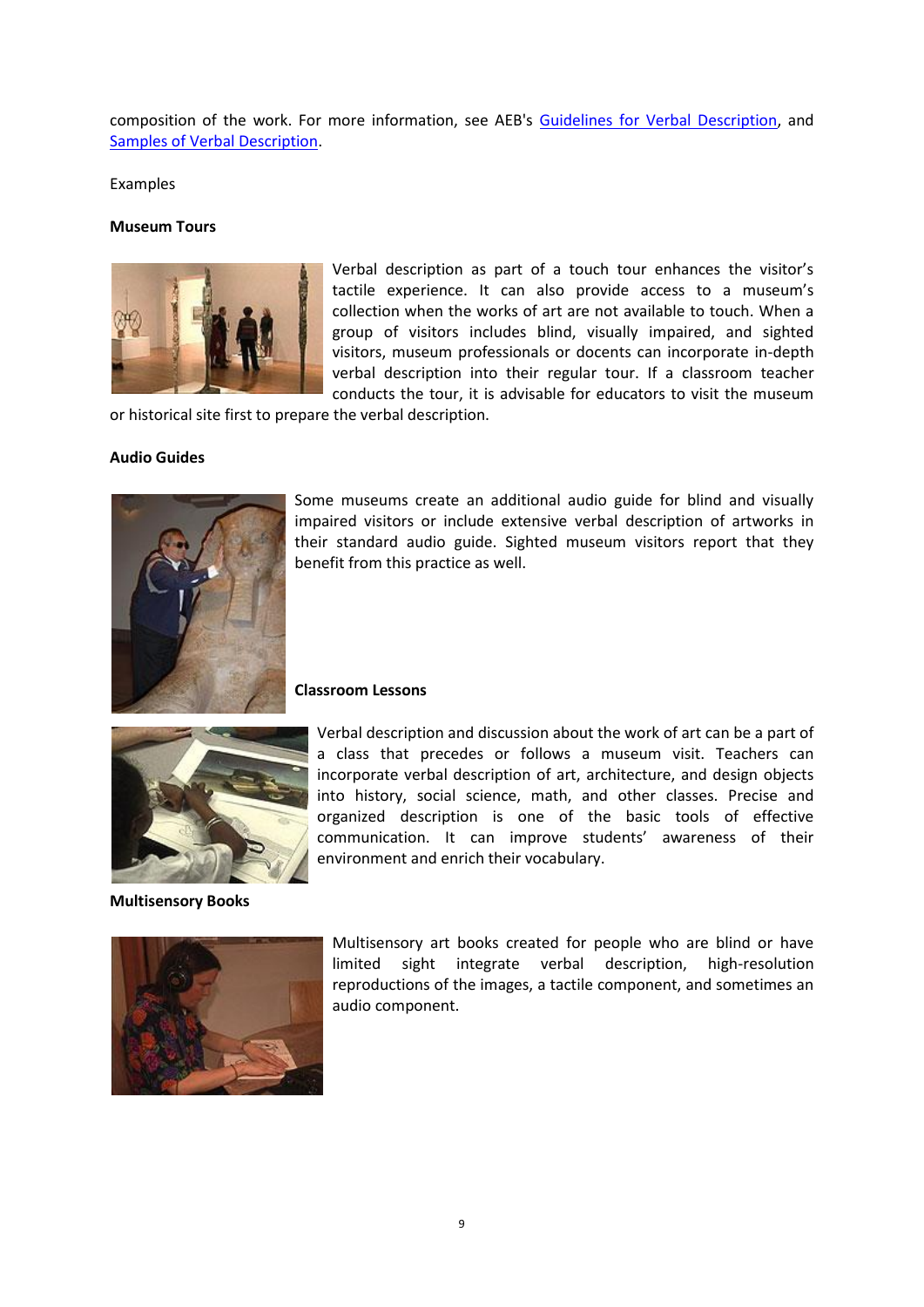composition of the work. For more information, see AEB's [Guidelines for Verbal Description](), and [Samples of Verbal Description]().

Examples

**Museum Tours**

Verbal description as part of a touch tour enhances the visitor's tactile experience. It can also provide access to a museum's collection when the works of art are not available to touch. When a group of visitors includes blind, visually impaired, and sighted visitors, museum professionals or docents can incorporate in-depth verbal description into their regular tour. If a classroom teacher conducts the tour, it is advisable for educators to visit the museum or historical site first to prepare the verbal description.

**Audio Guides**

Some museums create an additional audio guide for blind and visually impaired visitors or include extensive verbal description of artworks in their standard audio guide. Sighted museum visitors report that they benefit from this practice as well.

**Classroom Lessons**

Verbal description and discussion about the work of art can be a part of a class that precedes or follows a museum visit. Teachers can incorporate verbal description of art, architecture, and design objects into history, social science, math, and other classes. Precise and organized description is one of the basic tools of effective communication. It can improve students' awareness of their environment and enrich their vocabulary.

**Multisensory Books**

Multisensory art books created for people who are blind or have limited sight integrate verbal description, high-resolution reproductions of the images, a tactile component, and sometimes an audio component.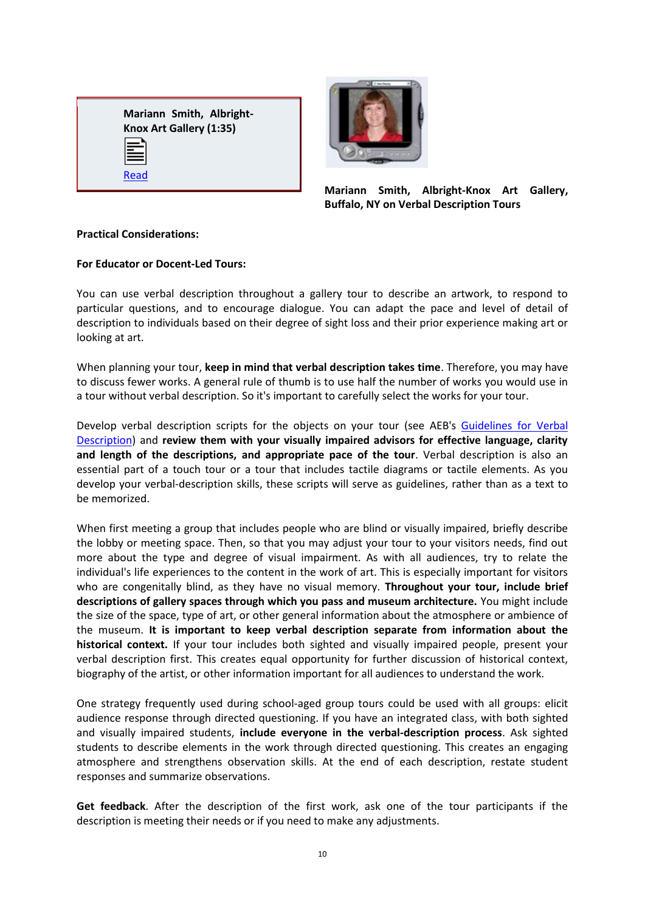**Mariann Smith, Albright-Knox Art Gallery (1:35)**

Read

**Mariann Smith, Albright-Knox Art Gallery, Buffalo, NY on Verbal Description Tours**

**Practical Considerations:**

**For Educator or Docent-Led Tours:**

You can use verbal description throughout a gallery tour to describe an artwork, to respond to particular questions, and to encourage dialogue. You can adapt the pace and level of detail of description to individuals based on their degree of sight loss and their prior experience making art or looking at art.

When planning your tour, **keep in mind that verbal description takes time**. Therefore, you may have to discuss fewer works. A general rule of thumb is to use half the number of works you would use in a tour without verbal description. So it's important to carefully select the works for your tour.

Develop verbal description scripts for the objects on your tour (see AEB's Guidelines for Verbal Description) and **review them with your visually impaired advisors for effective language, clarity and length of the descriptions, and appropriate pace of the tour**. Verbal description is also an essential part of a touch tour or a tour that includes tactile diagrams or tactile elements. As you develop your verbal-description skills, these scripts will serve as guidelines, rather than as a text to be memorized.

When first meeting a group that includes people who are blind or visually impaired, briefly describe the lobby or meeting space. Then, so that you may adjust your tour to your visitors needs, find out more about the type and degree of visual impairment. As with all audiences, try to relate the individual's life experiences to the content in the work of art. This is especially important for visitors who are congenitally blind, as they have no visual memory. **Throughout your tour, include brief descriptions of gallery spaces through which you pass and museum architecture.** You might include the size of the space, type of art, or other general information about the atmosphere or ambience of the museum. **It is important to keep verbal description separate from information about the historical context.** If your tour includes both sighted and visually impaired people, present your verbal description first. This creates equal opportunity for further discussion of historical context, biography of the artist, or other information important for all audiences to understand the work.

One strategy frequently used during school-aged group tours could be used with all groups: elicit audience response through directed questioning. If you have an integrated class, with both sighted and visually impaired students, **include everyone in the verbal-description process**. Ask sighted students to describe elements in the work through directed questioning. This creates an engaging atmosphere and strengthens observation skills. At the end of each description, restate student responses and summarize observations.

**Get feedback**. After the description of the first work, ask one of the tour participants if the description is meeting their needs or if you need to make any adjustments.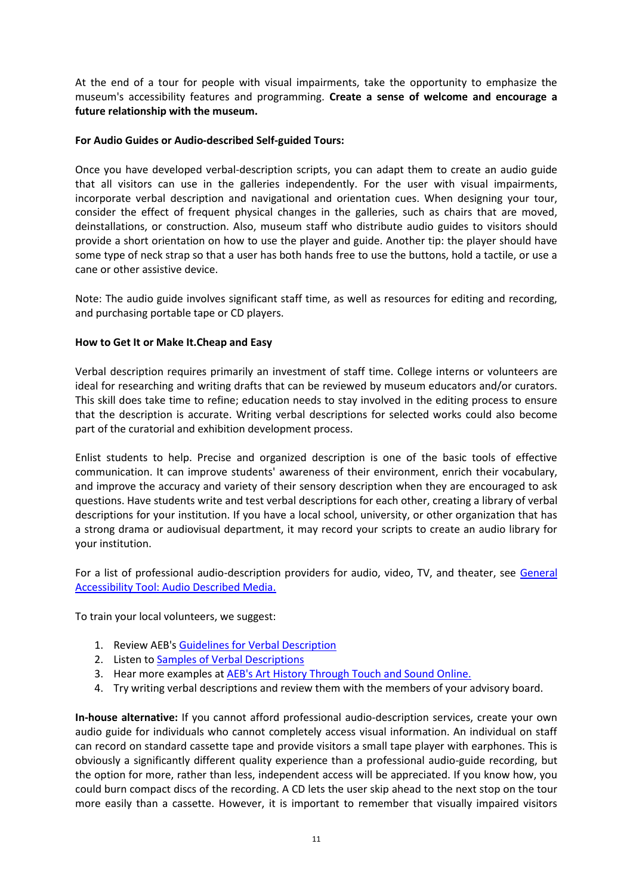At the end of a tour for people with visual impairments, take the opportunity to emphasize the museum's accessibility features and programming. **Create a sense of welcome and encourage a future relationship with the museum.**

**For Audio Guides or Audio-described Self-guided Tours:**

Once you have developed verbal-description scripts, you can adapt them to create an audio guide that all visitors can use in the galleries independently. For the user with visual impairments, incorporate verbal description and navigational and orientation cues. When designing your tour, consider the effect of frequent physical changes in the galleries, such as chairs that are moved, deinstallations, or construction. Also, museum staff who distribute audio guides to visitors should provide a short orientation on how to use the player and guide. Another tip: the player should have some type of neck strap so that a user has both hands free to use the buttons, hold a tactile, or use a cane or other assistive device.

Note: The audio guide involves significant staff time, as well as resources for editing and recording, and purchasing portable tape or CD players.

**How to Get It or Make It.Cheap and Easy**

Verbal description requires primarily an investment of staff time. College interns or volunteers are ideal for researching and writing drafts that can be reviewed by museum educators and/or curators. This skill does take time to refine; education needs to stay involved in the editing process to ensure that the description is accurate. Writing verbal descriptions for selected works could also become part of the curatorial and exhibition development process.

Enlist students to help. Precise and organized description is one of the basic tools of effective communication. It can improve students' awareness of their environment, enrich their vocabulary, and improve the accuracy and variety of their sensory description when they are encouraged to ask questions. Have students write and test verbal descriptions for each other, creating a library of verbal descriptions for your institution. If you have a local school, university, or other organization that has a strong drama or audiovisual department, it may record your scripts to create an audio library for your institution.

For a list of professional audio-description providers for audio, video, TV, and theater, see General Accessibility Tool: Audio Described Media.

To train your local volunteers, we suggest:

1. Review AEB's Guidelines for Verbal Description
2. Listen to Samples of Verbal Descriptions
3. Hear more examples at AEB's Art History Through Touch and Sound Online.
4. Try writing verbal descriptions and review them with the members of your advisory board.

**In-house alternative:** If you cannot afford professional audio-description services, create your own audio guide for individuals who cannot completely access visual information. An individual on staff can record on standard cassette tape and provide visitors a small tape player with earphones. This is obviously a significantly different quality experience than a professional audio-guide recording, but the option for more, rather than less, independent access will be appreciated. If you know how, you could burn compact discs of the recording. A CD lets the user skip ahead to the next stop on the tour more easily than a cassette. However, it is important to remember that visually impaired visitors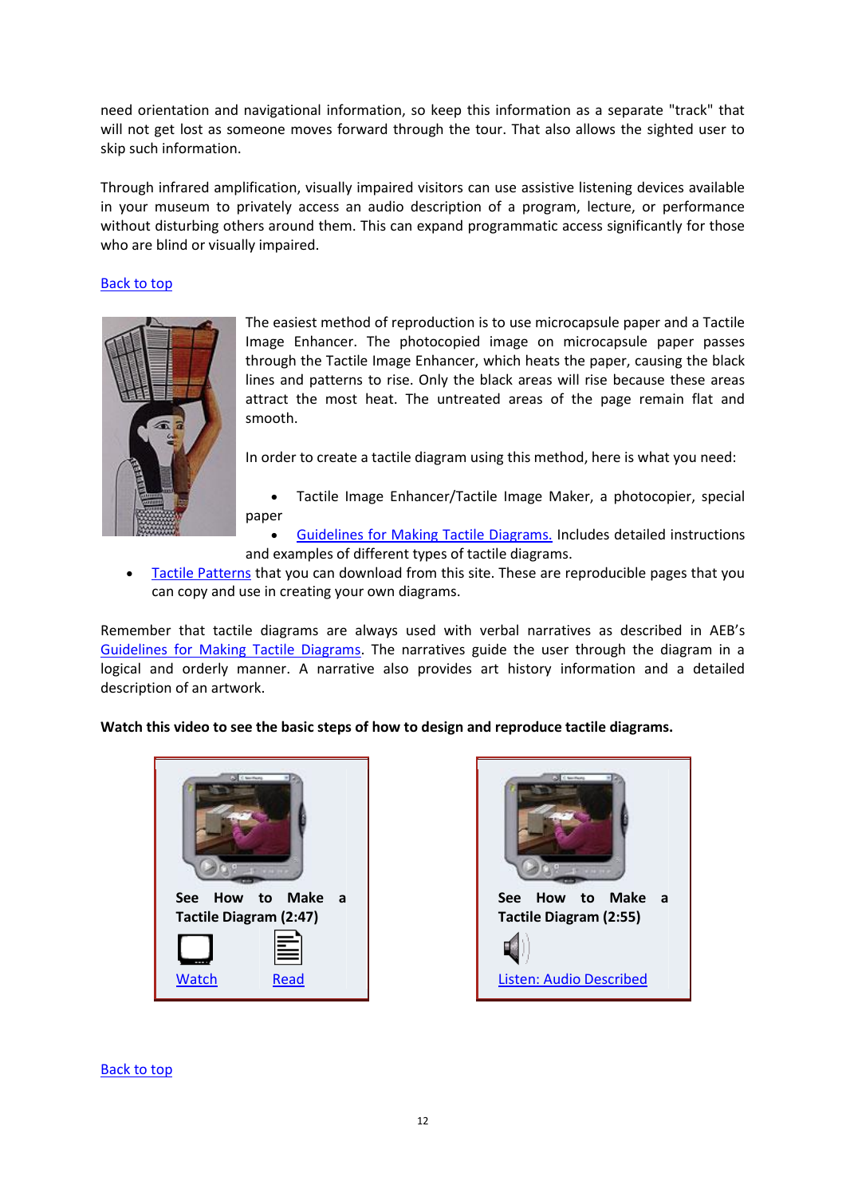need orientation and navigational information, so keep this information as a separate "track" that will not get lost as someone moves forward through the tour. That also allows the sighted user to skip such information.

Through infrared amplification, visually impaired visitors can use assistive listening devices available in your museum to privately access an audio description of a program, lecture, or performance without disturbing others around them. This can expand programmatic access significantly for those who are blind or visually impaired.

Back to top

The easiest method of reproduction is to use microcapsule paper and a Tactile Image Enhancer. The photocopied image on microcapsule paper passes through the Tactile Image Enhancer, which heats the paper, causing the black lines and patterns to rise. Only the black areas will rise because these areas attract the most heat. The untreated areas of the page remain flat and smooth.

In order to create a tactile diagram using this method, here is what you need:

- Tactile Image Enhancer/Tactile Image Maker, a photocopier, special paper
- Guidelines for Making Tactile Diagrams. Includes detailed instructions and examples of different types of tactile diagrams.
- Tactile Patterns that you can download from this site. These are reproducible pages that you can copy and use in creating your own diagrams.

Remember that tactile diagrams are always used with verbal narratives as described in AEB's Guidelines for Making Tactile Diagrams. The narratives guide the user through the diagram in a logical and orderly manner. A narrative also provides art history information and a detailed description of an artwork.

**Watch this video to see the basic steps of how to design and reproduce tactile diagrams.**

**See How to Make a Tactile Diagram (2:47)**

Watch Read

**See How to Make a Tactile Diagram (2:55)**

Listen: Audio Described

Back to top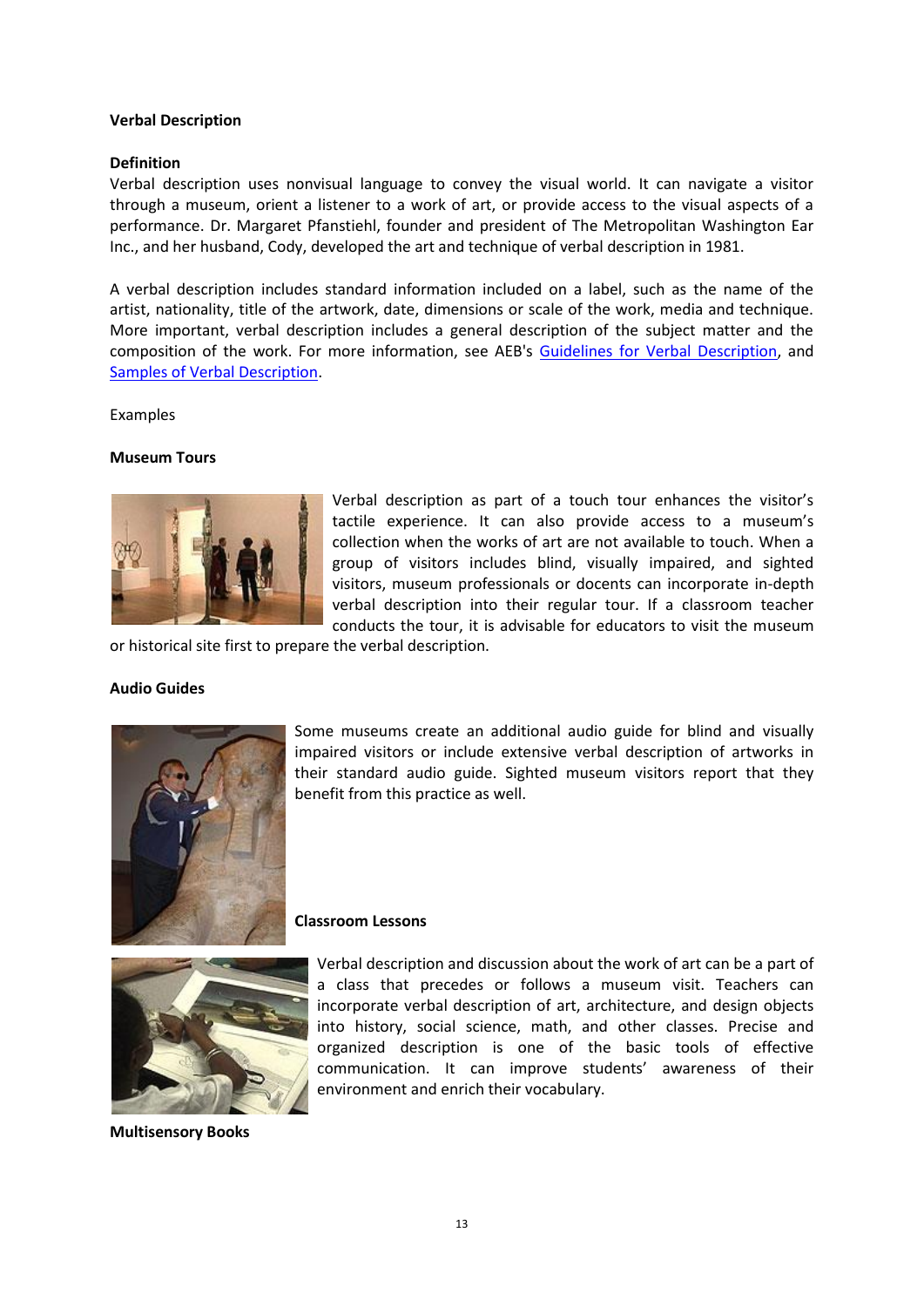**Verbal Description**

**Definition**

Verbal description uses nonvisual language to convey the visual world. It can navigate a visitor through a museum, orient a listener to a work of art, or provide access to the visual aspects of a performance. Dr. Margaret Pfanstiehl, founder and president of The Metropolitan Washington Ear Inc., and her husband, Cody, developed the art and technique of verbal description in 1981.

A verbal description includes standard information included on a label, such as the name of the artist, nationality, title of the artwork, date, dimensions or scale of the work, media and technique. More important, verbal description includes a general description of the subject matter and the composition of the work. For more information, see AEB's Guidelines for Verbal Description, and Samples of Verbal Description.

Examples

**Museum Tours**

Verbal description as part of a touch tour enhances the visitor's tactile experience. It can also provide access to a museum's collection when the works of art are not available to touch. When a group of visitors includes blind, visually impaired, and sighted visitors, museum professionals or docents can incorporate in-depth verbal description into their regular tour. If a classroom teacher conducts the tour, it is advisable for educators to visit the museum or historical site first to prepare the verbal description.

**Audio Guides**

Some museums create an additional audio guide for blind and visually impaired visitors or include extensive verbal description of artworks in their standard audio guide. Sighted museum visitors report that they benefit from this practice as well.

**Classroom Lessons**

Verbal description and discussion about the work of art can be a part of a class that precedes or follows a museum visit. Teachers can incorporate verbal description of art, architecture, and design objects into history, social science, math, and other classes. Precise and organized description is one of the basic tools of effective communication. It can improve students' awareness of their environment and enrich their vocabulary.

**Multisensory Books**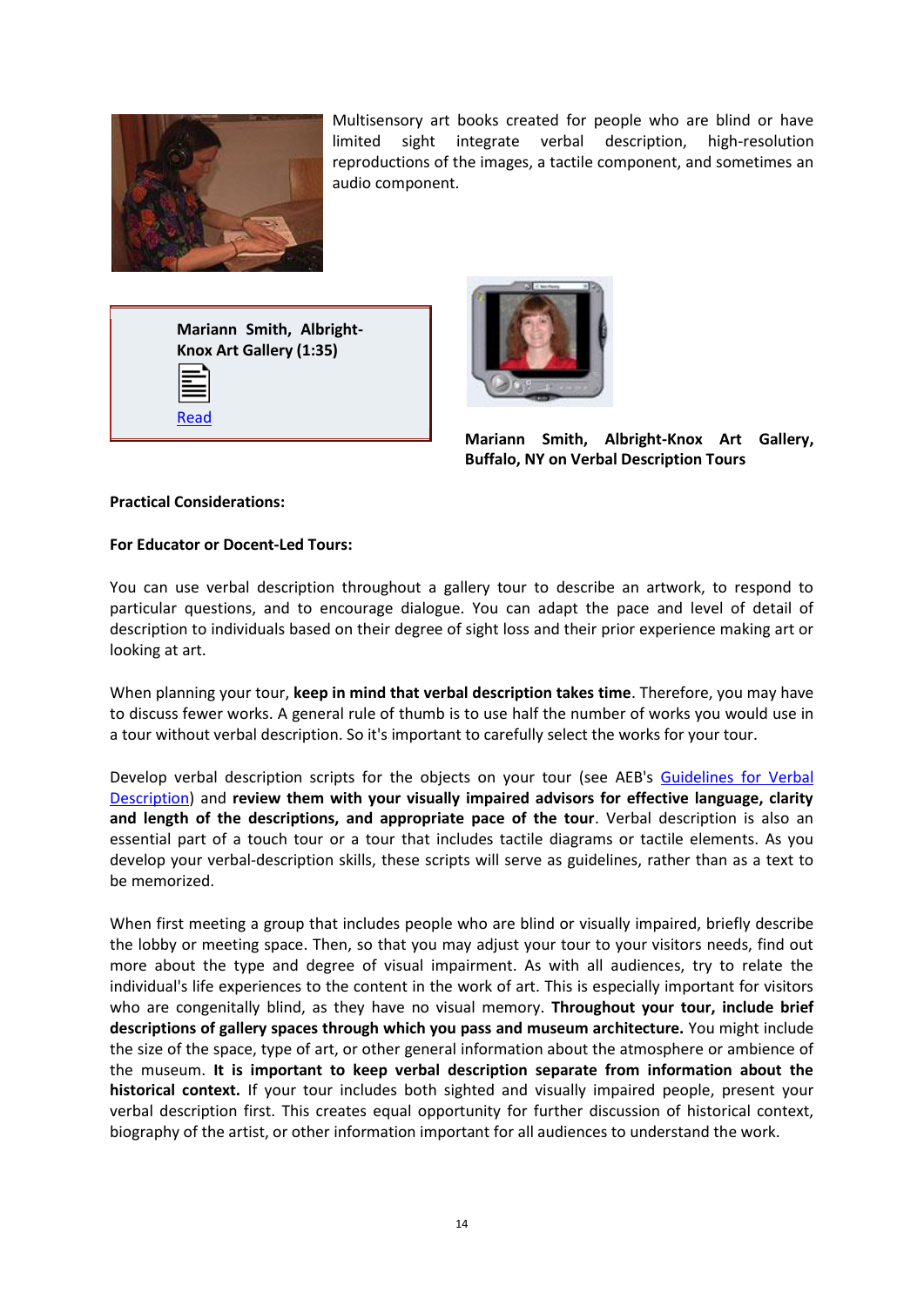Multisensory art books created for people who are blind or have limited sight integrate verbal description, high-resolution reproductions of the images, a tactile component, and sometimes an audio component.

**Mariann Smith, Albright-Knox Art Gallery (1:35)**

Read

**Mariann Smith, Albright-Knox Art Gallery, Buffalo, NY on Verbal Description Tours**

**Practical Considerations:**

**For Educator or Docent-Led Tours:**

You can use verbal description throughout a gallery tour to describe an artwork, to respond to particular questions, and to encourage dialogue. You can adapt the pace and level of detail of description to individuals based on their degree of sight loss and their prior experience making art or looking at art.

When planning your tour, **keep in mind that verbal description takes time**. Therefore, you may have to discuss fewer works. A general rule of thumb is to use half the number of works you would use in a tour without verbal description. So it's important to carefully select the works for your tour.

Develop verbal description scripts for the objects on your tour (see AEB's Guidelines for Verbal Description) and **review them with your visually impaired advisors for effective language, clarity and length of the descriptions, and appropriate pace of the tour**. Verbal description is also an essential part of a touch tour or a tour that includes tactile diagrams or tactile elements. As you develop your verbal-description skills, these scripts will serve as guidelines, rather than as a text to be memorized.

When first meeting a group that includes people who are blind or visually impaired, briefly describe the lobby or meeting space. Then, so that you may adjust your tour to your visitors needs, find out more about the type and degree of visual impairment. As with all audiences, try to relate the individual's life experiences to the content in the work of art. This is especially important for visitors who are congenitally blind, as they have no visual memory. **Throughout your tour, include brief descriptions of gallery spaces through which you pass and museum architecture.** You might include the size of the space, type of art, or other general information about the atmosphere or ambience of the museum. **It is important to keep verbal description separate from information about the historical context.** If your tour includes both sighted and visually impaired people, present your verbal description first. This creates equal opportunity for further discussion of historical context, biography of the artist, or other information important for all audiences to understand the work.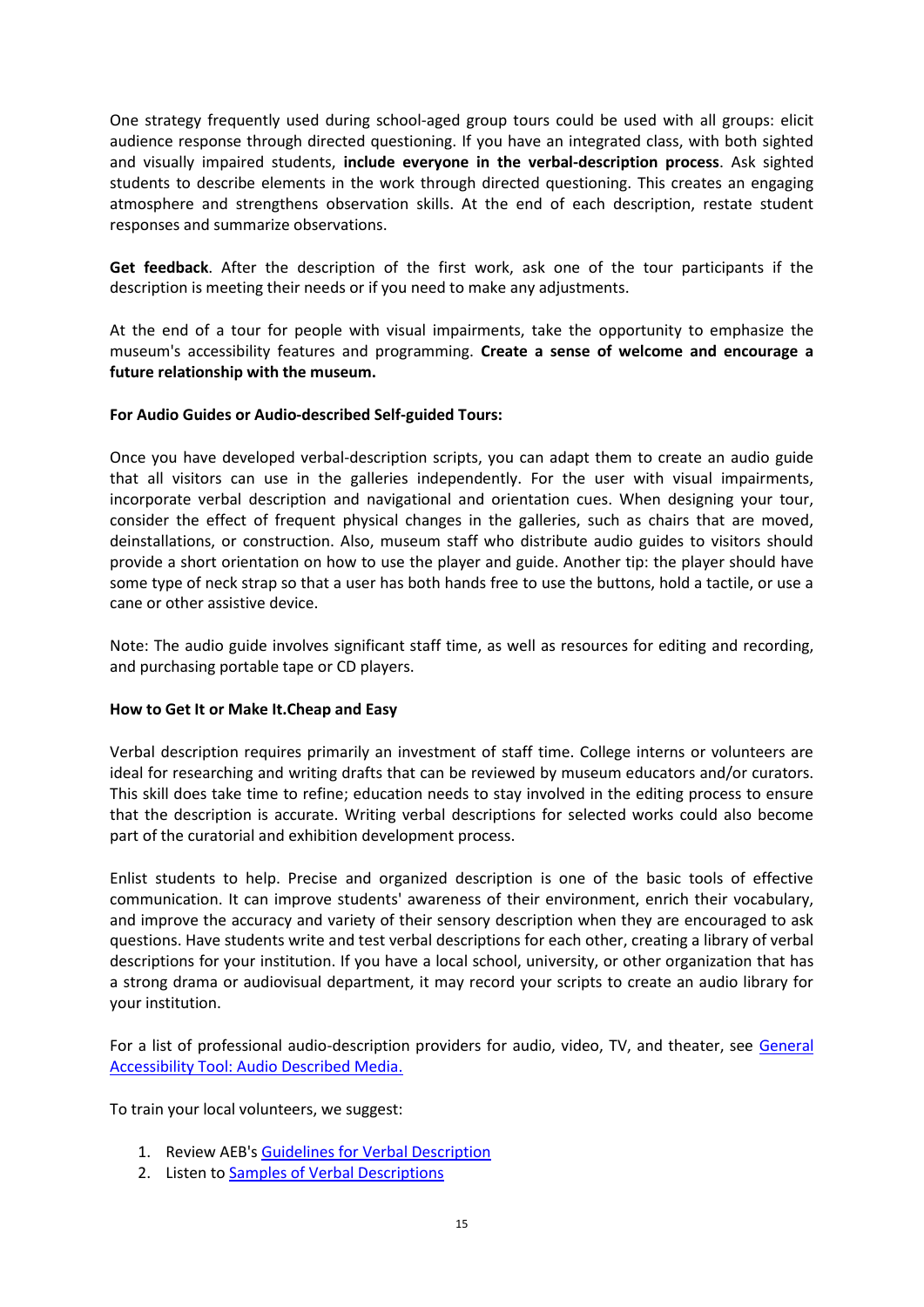One strategy frequently used during school-aged group tours could be used with all groups: elicit audience response through directed questioning. If you have an integrated class, with both sighted and visually impaired students, **include everyone in the verbal-description process**. Ask sighted students to describe elements in the work through directed questioning. This creates an engaging atmosphere and strengthens observation skills. At the end of each description, restate student responses and summarize observations.

**Get feedback**. After the description of the first work, ask one of the tour participants if the description is meeting their needs or if you need to make any adjustments.

At the end of a tour for people with visual impairments, take the opportunity to emphasize the museum's accessibility features and programming. **Create a sense of welcome and encourage a future relationship with the museum.**

**For Audio Guides or Audio-described Self-guided Tours:**

Once you have developed verbal-description scripts, you can adapt them to create an audio guide that all visitors can use in the galleries independently. For the user with visual impairments, incorporate verbal description and navigational and orientation cues. When designing your tour, consider the effect of frequent physical changes in the galleries, such as chairs that are moved, deinstallations, or construction. Also, museum staff who distribute audio guides to visitors should provide a short orientation on how to use the player and guide. Another tip: the player should have some type of neck strap so that a user has both hands free to use the buttons, hold a tactile, or use a cane or other assistive device.

Note: The audio guide involves significant staff time, as well as resources for editing and recording, and purchasing portable tape or CD players.

**How to Get It or Make It.Cheap and Easy**

Verbal description requires primarily an investment of staff time. College interns or volunteers are ideal for researching and writing drafts that can be reviewed by museum educators and/or curators. This skill does take time to refine; education needs to stay involved in the editing process to ensure that the description is accurate. Writing verbal descriptions for selected works could also become part of the curatorial and exhibition development process.

Enlist students to help. Precise and organized description is one of the basic tools of effective communication. It can improve students' awareness of their environment, enrich their vocabulary, and improve the accuracy and variety of their sensory description when they are encouraged to ask questions. Have students write and test verbal descriptions for each other, creating a library of verbal descriptions for your institution. If you have a local school, university, or other organization that has a strong drama or audiovisual department, it may record your scripts to create an audio library for your institution.

For a list of professional audio-description providers for audio, video, TV, and theater, see General Accessibility Tool: Audio Described Media.

To train your local volunteers, we suggest:

1. Review AEB's Guidelines for Verbal Description
2. Listen to Samples of Verbal Descriptions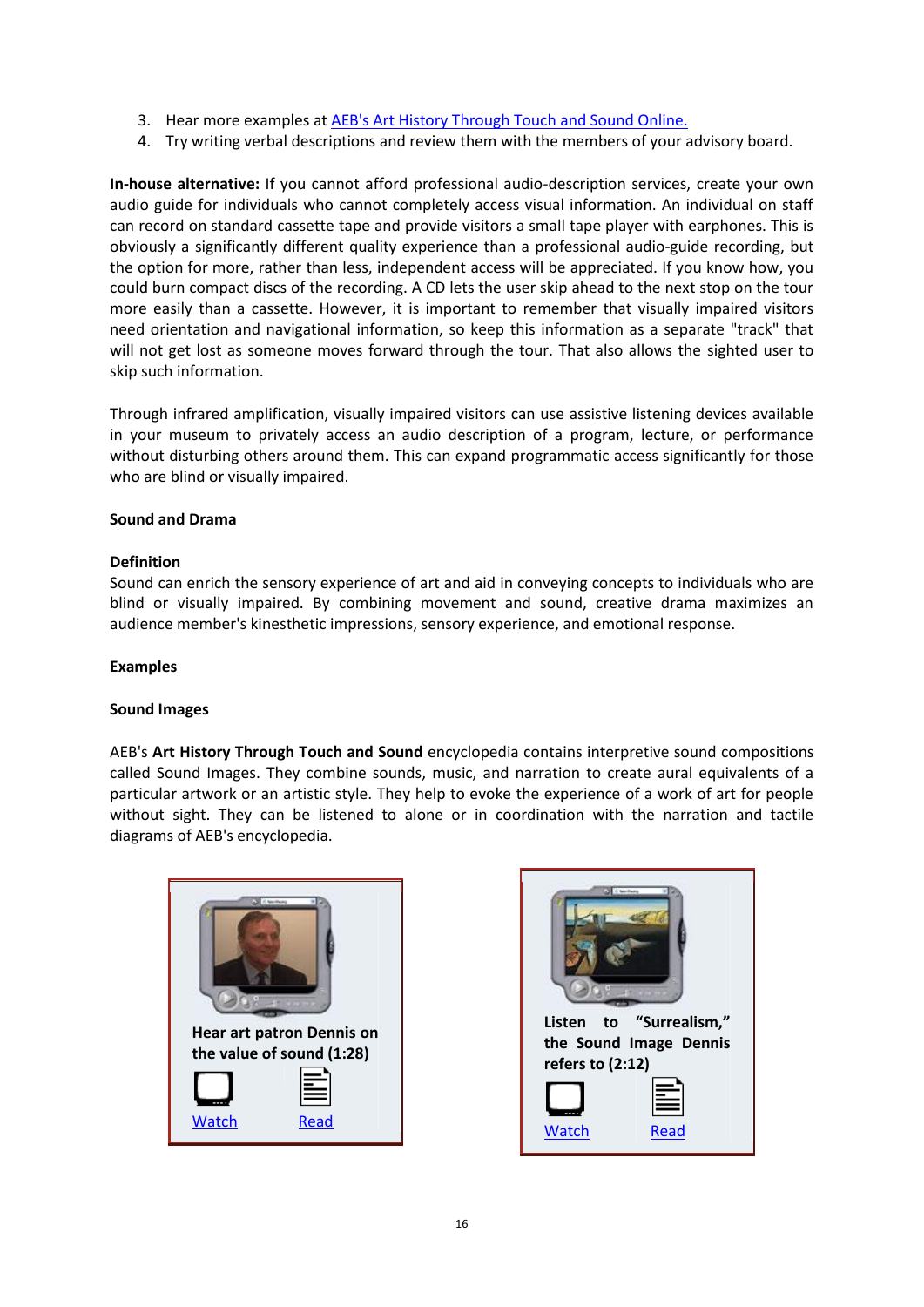3. Hear more examples at AEB's Art History Through Touch and Sound Online.
4. Try writing verbal descriptions and review them with the members of your advisory board.

**In-house alternative:** If you cannot afford professional audio-description services, create your own audio guide for individuals who cannot completely access visual information. An individual on staff can record on standard cassette tape and provide visitors a small tape player with earphones. This is obviously a significantly different quality experience than a professional audio-guide recording, but the option for more, rather than less, independent access will be appreciated. If you know how, you could burn compact discs of the recording. A CD lets the user skip ahead to the next stop on the tour more easily than a cassette. However, it is important to remember that visually impaired visitors need orientation and navigational information, so keep this information as a separate "track" that will not get lost as someone moves forward through the tour. That also allows the sighted user to skip such information.

Through infrared amplification, visually impaired visitors can use assistive listening devices available in your museum to privately access an audio description of a program, lecture, or performance without disturbing others around them. This can expand programmatic access significantly for those who are blind or visually impaired.

**Sound and Drama**

**Definition**

Sound can enrich the sensory experience of art and aid in conveying concepts to individuals who are blind or visually impaired. By combining movement and sound, creative drama maximizes an audience member's kinesthetic impressions, sensory experience, and emotional response.

**Examples**

**Sound Images**

AEB's **Art History Through Touch and Sound** encyclopedia contains interpretive sound compositions called Sound Images. They combine sounds, music, and narration to create aural equivalents of a particular artwork or an artistic style. They help to evoke the experience of a work of art for people without sight. They can be listened to alone or in coordination with the narration and tactile diagrams of AEB's encyclopedia.

**Hear art patron Dennis on the value of sound (1:28)**

Watch Read

**Listen to "Surrealism," the Sound Image Dennis refers to (2:12)**

Watch Read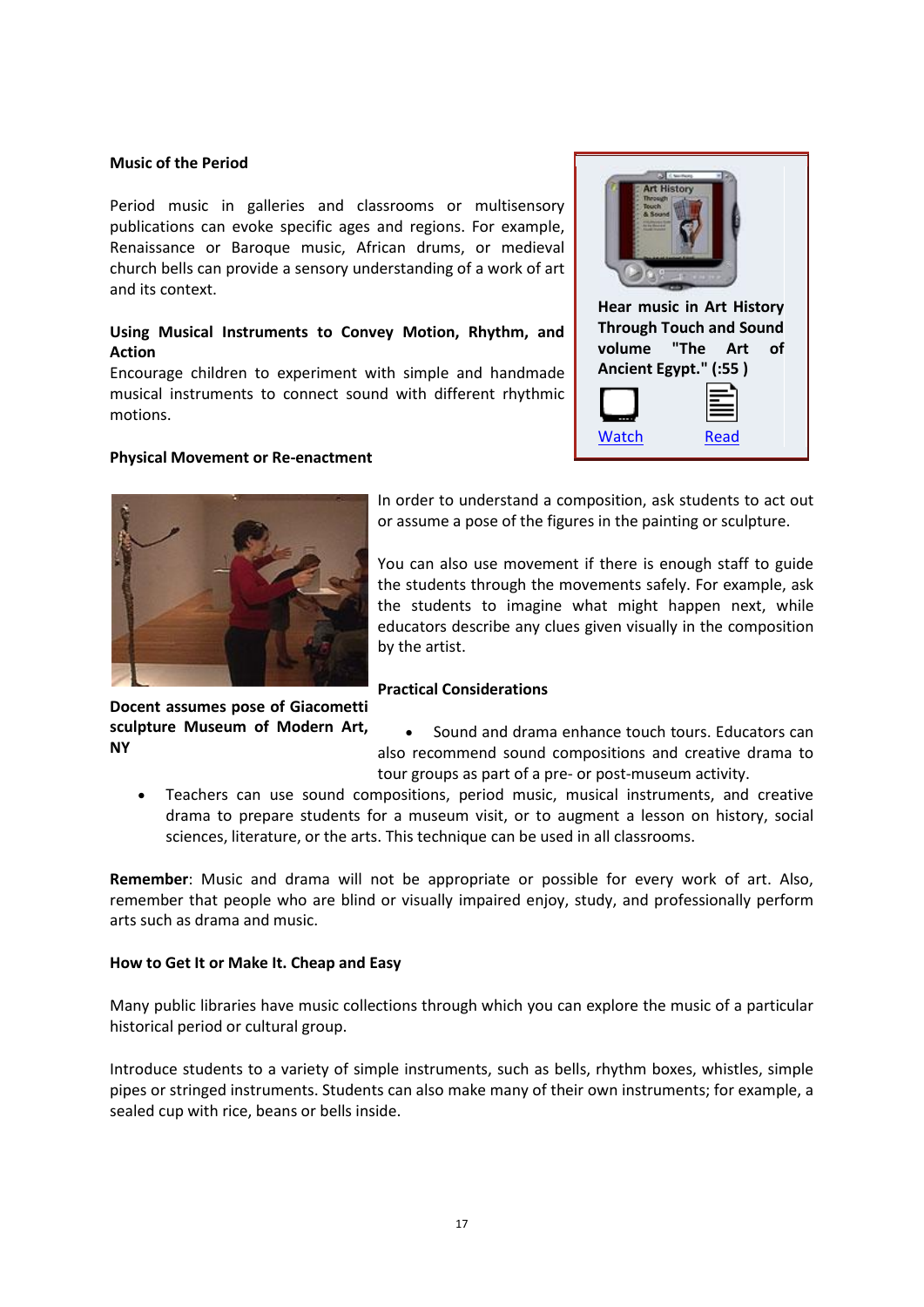**Music of the Period**

Period music in galleries and classrooms or multisensory publications can evoke specific ages and regions. For example, Renaissance or Baroque music, African drums, or medieval church bells can provide a sensory understanding of a work of art and its context.

**Using Musical Instruments to Convey Motion, Rhythm, and Action**

Encourage children to experiment with simple and handmade musical instruments to connect sound with different rhythmic motions.

**Hear music in Art History Through Touch and Sound volume "The Art of Ancient Egypt." (:55 )**

Watch Read

**Physical Movement or Re-enactment**

In order to understand a composition, ask students to act out or assume a pose of the figures in the painting or sculpture.

You can also use movement if there is enough staff to guide the students through the movements safely. For example, ask the students to imagine what might happen next, while educators describe any clues given visually in the composition by the artist.

**Docent assumes pose of Giacometti sculpture Museum of Modern Art, NY**

**Practical Considerations**

- Sound and drama enhance touch tours. Educators can also recommend sound compositions and creative drama to tour groups as part of a pre- or post-museum activity.
- Teachers can use sound compositions, period music, musical instruments, and creative drama to prepare students for a museum visit, or to augment a lesson on history, social sciences, literature, or the arts. This technique can be used in all classrooms.

**Remember**: Music and drama will not be appropriate or possible for every work of art. Also, remember that people who are blind or visually impaired enjoy, study, and professionally perform arts such as drama and music.

**How to Get It or Make It. Cheap and Easy**

Many public libraries have music collections through which you can explore the music of a particular historical period or cultural group.

Introduce students to a variety of simple instruments, such as bells, rhythm boxes, whistles, simple pipes or stringed instruments. Students can also make many of their own instruments; for example, a sealed cup with rice, beans or bells inside.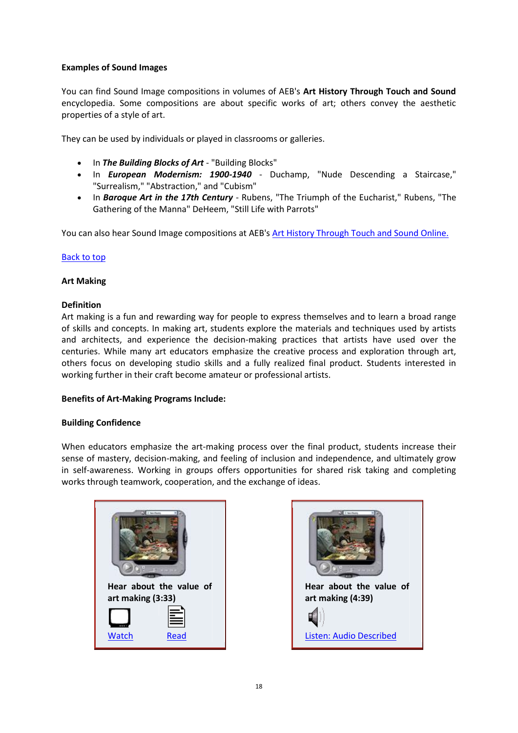**Examples of Sound Images**

You can find Sound Image compositions in volumes of AEB's **Art History Through Touch and Sound** encyclopedia. Some compositions are about specific works of art; others convey the aesthetic properties of a style of art.

They can be used by individuals or played in classrooms or galleries.

- In ***The Building Blocks of Art*** - "Building Blocks"
- In ***European Modernism: 1900-1940*** - Duchamp, "Nude Descending a Staircase," "Surrealism," "Abstraction," and "Cubism"
- In ***Baroque Art in the 17th Century*** - Rubens, "The Triumph of the Eucharist," Rubens, "The Gathering of the Manna" DeHeem, "Still Life with Parrots"

You can also hear Sound Image compositions at AEB's Art History Through Touch and Sound Online.

Back to top

**Art Making**

**Definition**

Art making is a fun and rewarding way for people to express themselves and to learn a broad range of skills and concepts. In making art, students explore the materials and techniques used by artists and architects, and experience the decision-making practices that artists have used over the centuries. While many art educators emphasize the creative process and exploration through art, others focus on developing studio skills and a fully realized final product. Students interested in working further in their craft become amateur or professional artists.

**Benefits of Art-Making Programs Include:**

**Building Confidence**

When educators emphasize the art-making process over the final product, students increase their sense of mastery, decision-making, and feeling of inclusion and independence, and ultimately grow in self-awareness. Working in groups offers opportunities for shared risk taking and completing works through teamwork, cooperation, and the exchange of ideas.

**Hear about the value of art making (3:33)**

Watch Read

**Hear about the value of art making (4:39)**

Listen: Audio Described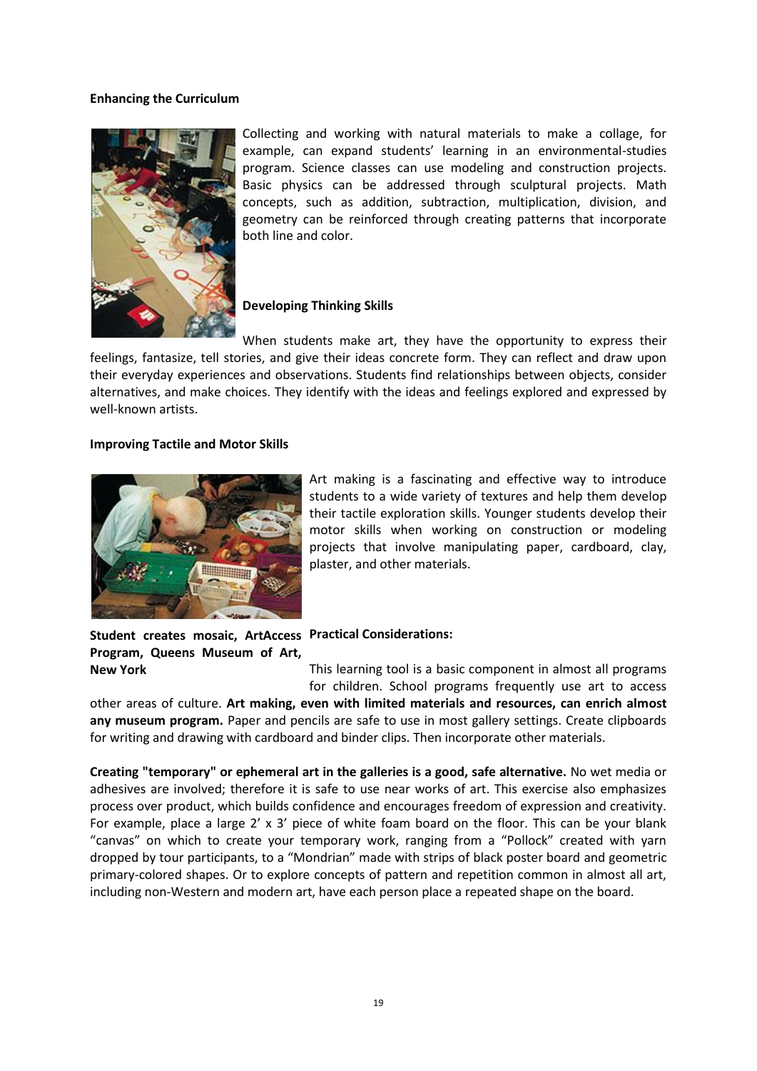**Enhancing the Curriculum**

Collecting and working with natural materials to make a collage, for example, can expand students' learning in an environmental-studies program. Science classes can use modeling and construction projects. Basic physics can be addressed through sculptural projects. Math concepts, such as addition, subtraction, multiplication, division, and geometry can be reinforced through creating patterns that incorporate both line and color.

**Developing Thinking Skills**

When students make art, they have the opportunity to express their feelings, fantasize, tell stories, and give their ideas concrete form. They can reflect and draw upon their everyday experiences and observations. Students find relationships between objects, consider alternatives, and make choices. They identify with the ideas and feelings explored and expressed by well-known artists.

**Improving Tactile and Motor Skills**

Art making is a fascinating and effective way to introduce students to a wide variety of textures and help them develop their tactile exploration skills. Younger students develop their motor skills when working on construction or modeling projects that involve manipulating paper, cardboard, clay, plaster, and other materials.

**Student creates mosaic, ArtAccess Program, Queens Museum of Art, New York**

**Practical Considerations:**

This learning tool is a basic component in almost all programs for children. School programs frequently use art to access other areas of culture. **Art making, even with limited materials and resources, can enrich almost any museum program.** Paper and pencils are safe to use in most gallery settings. Create clipboards for writing and drawing with cardboard and binder clips. Then incorporate other materials.

**Creating "temporary" or ephemeral art in the galleries is a good, safe alternative.** No wet media or adhesives are involved; therefore it is safe to use near works of art. This exercise also emphasizes process over product, which builds confidence and encourages freedom of expression and creativity. For example, place a large 2' x 3' piece of white foam board on the floor. This can be your blank "canvas" on which to create your temporary work, ranging from a "Pollock" created with yarn dropped by tour participants, to a "Mondrian" made with strips of black poster board and geometric primary-colored shapes. Or to explore concepts of pattern and repetition common in almost all art, including non-Western and modern art, have each person place a repeated shape on the board.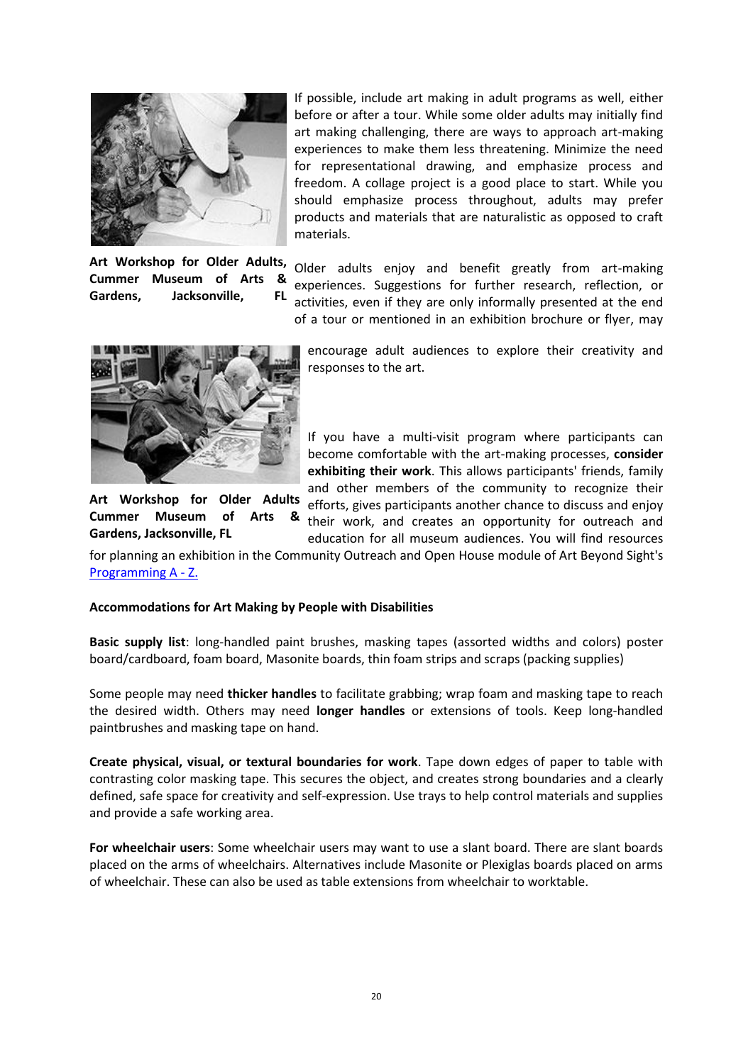If possible, include art making in adult programs as well, either before or after a tour. While some older adults may initially find art making challenging, there are ways to approach art-making experiences to make them less threatening. Minimize the need for representational drawing, and emphasize process and freedom. A collage project is a good place to start. While you should emphasize process throughout, adults may prefer products and materials that are naturalistic as opposed to craft materials.

**Art Workshop for Older Adults, Cummer Museum of Arts & Gardens, Jacksonville, FL**

Older adults enjoy and benefit greatly from art-making experiences. Suggestions for further research, reflection, or activities, even if they are only informally presented at the end of a tour or mentioned in an exhibition brochure or flyer, may encourage adult audiences to explore their creativity and responses to the art.

**Art Workshop for Older Adults Cummer Museum of Arts & Gardens, Jacksonville, FL**

If you have a multi-visit program where participants can become comfortable with the art-making processes, **consider exhibiting their work**. This allows participants' friends, family and other members of the community to recognize their efforts, gives participants another chance to discuss and enjoy their work, and creates an opportunity for outreach and education for all museum audiences. You will find resources for planning an exhibition in the Community Outreach and Open House module of Art Beyond Sight's [Programming A - Z.]

**Accommodations for Art Making by People with Disabilities**

**Basic supply list**: long-handled paint brushes, masking tapes (assorted widths and colors) poster board/cardboard, foam board, Masonite boards, thin foam strips and scraps (packing supplies)

Some people may need **thicker handles** to facilitate grabbing; wrap foam and masking tape to reach the desired width. Others may need **longer handles** or extensions of tools. Keep long-handled paintbrushes and masking tape on hand.

**Create physical, visual, or textural boundaries for work**. Tape down edges of paper to table with contrasting color masking tape. This secures the object, and creates strong boundaries and a clearly defined, safe space for creativity and self-expression. Use trays to help control materials and supplies and provide a safe working area.

**For wheelchair users**: Some wheelchair users may want to use a slant board. There are slant boards placed on the arms of wheelchairs. Alternatives include Masonite or Plexiglas boards placed on arms of wheelchair. These can also be used as table extensions from wheelchair to worktable.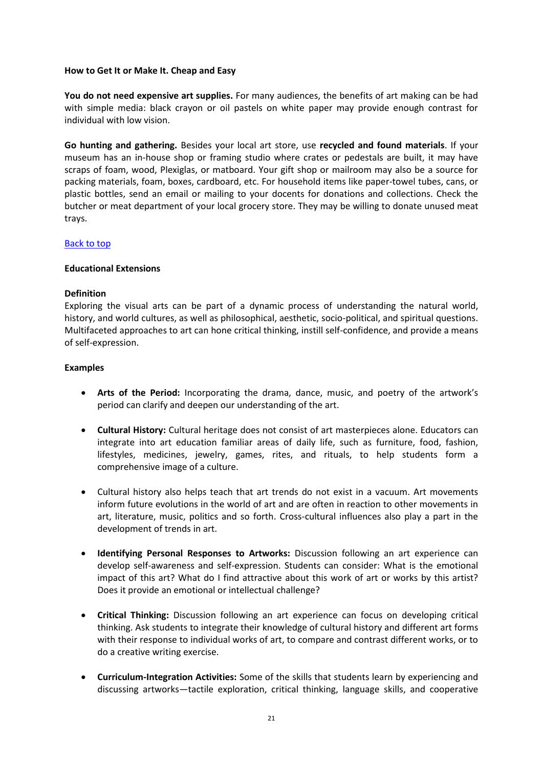**How to Get It or Make It. Cheap and Easy**

**You do not need expensive art supplies.** For many audiences, the benefits of art making can be had with simple media: black crayon or oil pastels on white paper may provide enough contrast for individual with low vision.

**Go hunting and gathering.** Besides your local art store, use **recycled and found materials**. If your museum has an in-house shop or framing studio where crates or pedestals are built, it may have scraps of foam, wood, Plexiglas, or matboard. Your gift shop or mailroom may also be a source for packing materials, foam, boxes, cardboard, etc. For household items like paper-towel tubes, cans, or plastic bottles, send an email or mailing to your docents for donations and collections. Check the butcher or meat department of your local grocery store. They may be willing to donate unused meat trays.

Back to top

**Educational Extensions**

**Definition**

Exploring the visual arts can be part of a dynamic process of understanding the natural world, history, and world cultures, as well as philosophical, aesthetic, socio-political, and spiritual questions. Multifaceted approaches to art can hone critical thinking, instill self-confidence, and provide a means of self-expression.

**Examples**

- **Arts of the Period:** Incorporating the drama, dance, music, and poetry of the artwork's period can clarify and deepen our understanding of the art.
- **Cultural History:** Cultural heritage does not consist of art masterpieces alone. Educators can integrate into art education familiar areas of daily life, such as furniture, food, fashion, lifestyles, medicines, jewelry, games, rites, and rituals, to help students form a comprehensive image of a culture.
- Cultural history also helps teach that art trends do not exist in a vacuum. Art movements inform future evolutions in the world of art and are often in reaction to other movements in art, literature, music, politics and so forth. Cross-cultural influences also play a part in the development of trends in art.
- **Identifying Personal Responses to Artworks:** Discussion following an art experience can develop self-awareness and self-expression. Students can consider: What is the emotional impact of this art? What do I find attractive about this work of art or works by this artist? Does it provide an emotional or intellectual challenge?
- **Critical Thinking:** Discussion following an art experience can focus on developing critical thinking. Ask students to integrate their knowledge of cultural history and different art forms with their response to individual works of art, to compare and contrast different works, or to do a creative writing exercise.
- **Curriculum-Integration Activities:** Some of the skills that students learn by experiencing and discussing artworks—tactile exploration, critical thinking, language skills, and cooperative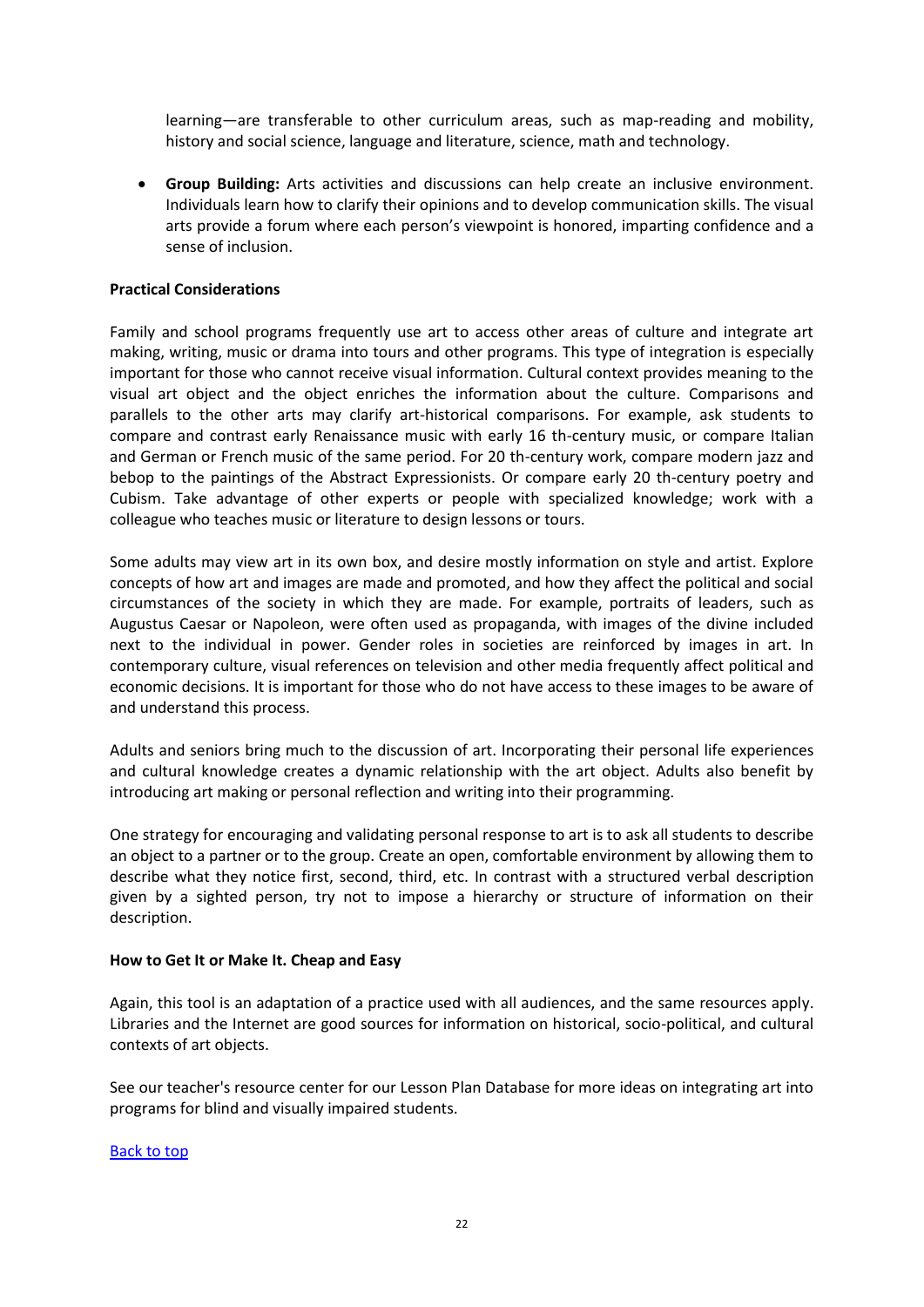learning—are transferable to other curriculum areas, such as map-reading and mobility, history and social science, language and literature, science, math and technology.

- **Group Building:** Arts activities and discussions can help create an inclusive environment. Individuals learn how to clarify their opinions and to develop communication skills. The visual arts provide a forum where each person's viewpoint is honored, imparting confidence and a sense of inclusion.

**Practical Considerations**

Family and school programs frequently use art to access other areas of culture and integrate art making, writing, music or drama into tours and other programs. This type of integration is especially important for those who cannot receive visual information. Cultural context provides meaning to the visual art object and the object enriches the information about the culture. Comparisons and parallels to the other arts may clarify art-historical comparisons. For example, ask students to compare and contrast early Renaissance music with early 16 th-century music, or compare Italian and German or French music of the same period. For 20 th-century work, compare modern jazz and bebop to the paintings of the Abstract Expressionists. Or compare early 20 th-century poetry and Cubism. Take advantage of other experts or people with specialized knowledge; work with a colleague who teaches music or literature to design lessons or tours.

Some adults may view art in its own box, and desire mostly information on style and artist. Explore concepts of how art and images are made and promoted, and how they affect the political and social circumstances of the society in which they are made. For example, portraits of leaders, such as Augustus Caesar or Napoleon, were often used as propaganda, with images of the divine included next to the individual in power. Gender roles in societies are reinforced by images in art. In contemporary culture, visual references on television and other media frequently affect political and economic decisions. It is important for those who do not have access to these images to be aware of and understand this process.

Adults and seniors bring much to the discussion of art. Incorporating their personal life experiences and cultural knowledge creates a dynamic relationship with the art object. Adults also benefit by introducing art making or personal reflection and writing into their programming.

One strategy for encouraging and validating personal response to art is to ask all students to describe an object to a partner or to the group. Create an open, comfortable environment by allowing them to describe what they notice first, second, third, etc. In contrast with a structured verbal description given by a sighted person, try not to impose a hierarchy or structure of information on their description.

**How to Get It or Make It. Cheap and Easy**

Again, this tool is an adaptation of a practice used with all audiences, and the same resources apply. Libraries and the Internet are good sources for information on historical, socio-political, and cultural contexts of art objects.

See our teacher's resource center for our Lesson Plan Database for more ideas on integrating art into programs for blind and visually impaired students.

Back to top